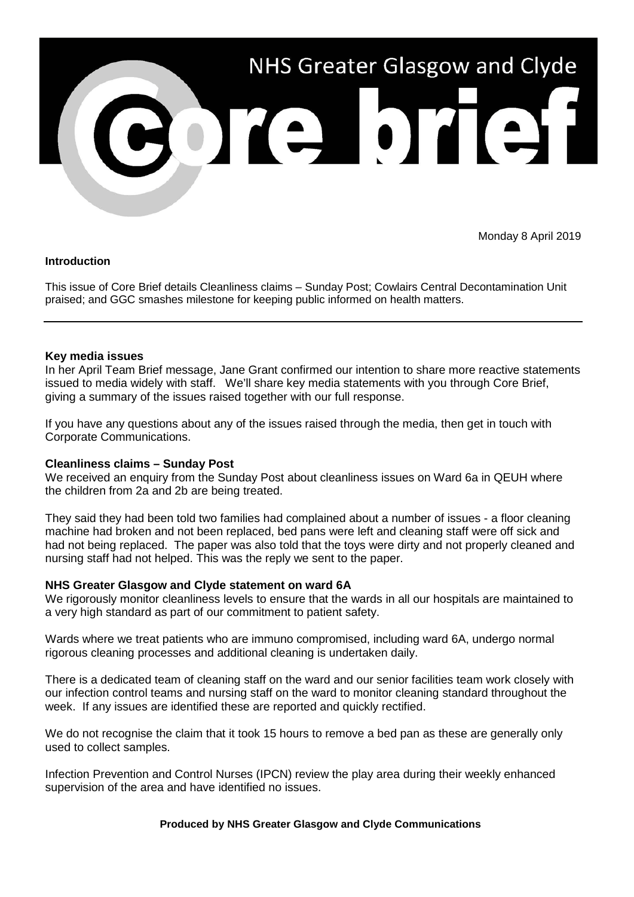# NHS Greater Glasgow and Clyde Core brief

Monday 8 April 2019

**Introduction**

This issue of Core Brief details Cleanliness claims – Sunday Post; Cowlairs Central Decontamination Unit praised; and GGC smashes milestone for keeping public informed on health matters.

---

### Key media issues

In her April Team Brief message, Jane Grant confirmed our intention to share more reactive statements issued to media widely with staff. We'll share key media statements with you through Core Brief, giving a summary of the issues raised together with our full response.

If you have any questions about any of the issues raised through the media, then get in touch with Corporate Communications.

### Cleanliness claims – Sunday Post

We received an enquiry from the Sunday Post about cleanliness issues on Ward 6a in QEUH where the children from 2a and 2b are being treated.

They said they had been told two families had complained about a number of issues - a floor cleaning machine had broken and not been replaced, bed pans were left and cleaning staff were off sick and had not being replaced. The paper was also told that the toys were dirty and not properly cleaned and nursing staff had not helped. This was the reply we sent to the paper.

### NHS Greater Glasgow and Clyde statement on ward 6A

We rigorously monitor cleanliness levels to ensure that the wards in all our hospitals are maintained to a very high standard as part of our commitment to patient safety.

Wards where we treat patients who are immuno compromised, including ward 6A, undergo normal rigorous cleaning processes and additional cleaning is undertaken daily.

There is a dedicated team of cleaning staff on the ward and our senior facilities team work closely with our infection control teams and nursing staff on the ward to monitor cleaning standard throughout the week. If any issues are identified these are reported and quickly rectified.

We do not recognise the claim that it took 15 hours to remove a bed pan as these are generally only used to collect samples.

Infection Prevention and Control Nurses (IPCN) review the play area during their weekly enhanced supervision of the area and have identified no issues.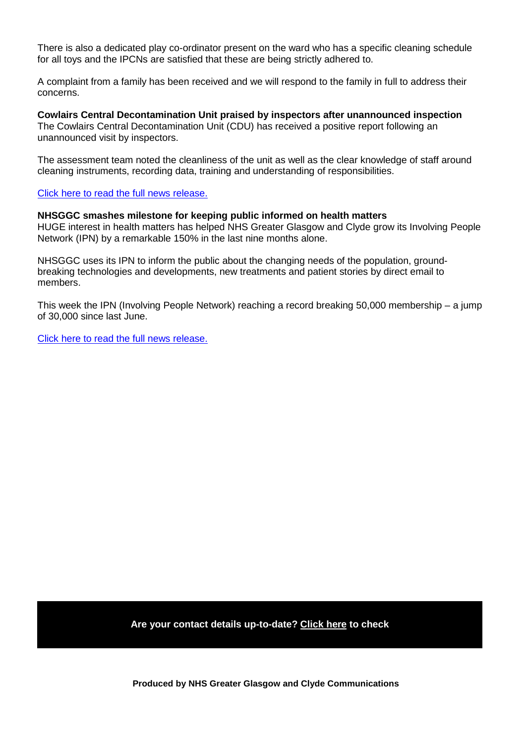There is also a dedicated play co-ordinator present on the ward who has a specific cleaning schedule for all toys and the IPCNs are satisfied that these are being strictly adhered to.

A complaint from a family has been received and we will respond to the family in full to address their concerns.

**Cowlairs Central Decontamination Unit praised by inspectors after unannounced inspection**
The Cowlairs Central Decontamination Unit (CDU) has received a positive report following an unannounced visit by inspectors.

The assessment team noted the cleanliness of the unit as well as the clear knowledge of staff around cleaning instruments, recording data, training and understanding of responsibilities.

Click here to read the full news release.

**NHSGGC smashes milestone for keeping public informed on health matters**
HUGE interest in health matters has helped NHS Greater Glasgow and Clyde grow its Involving People Network (IPN) by a remarkable 150% in the last nine months alone.

NHSGGC uses its IPN to inform the public about the changing needs of the population, ground-breaking technologies and developments, new treatments and patient stories by direct email to members.

This week the IPN (Involving People Network) reaching a record breaking 50,000 membership – a jump of 30,000 since last June.

Click here to read the full news release.

**Are your contact details up-to-date? Click here to check**

**Produced by NHS Greater Glasgow and Clyde Communications**